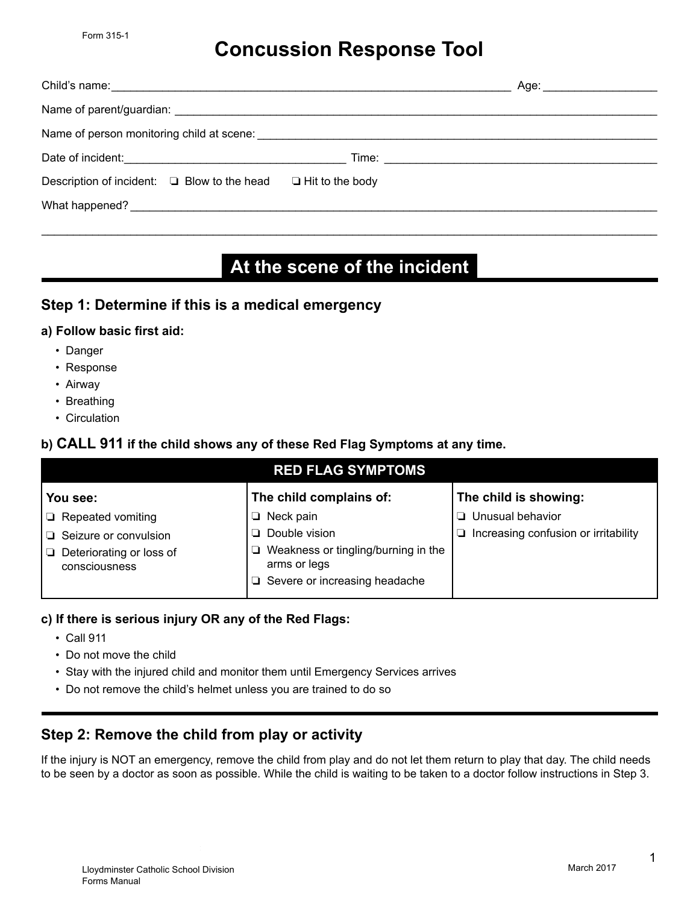Form 315-1

# Concussion Response Tool

Child's name: ______________________________________________ Age: ______________

Name of parent/guardian: ______________________________________________

Name of person monitoring child at scene: ______________________________________________

Date of incident: ______________________________ Time: ______________________________

Description of incident: ❏ Blow to the head ❏ Hit to the body

What happened? ______________________________________________

______________________________________________

## At the scene of the incident

### Step 1: Determine if this is a medical emergency

**a) Follow basic first aid:**

- Danger
- Response
- Airway
- Breathing
- Circulation

**b) CALL 911 if the child shows any of these Red Flag Symptoms at any time.**

| RED FLAG SYMPTOMS | | |
|---|---|---|
| **You see:** | **The child complains of:** | **The child is showing:** |
| ❏ Repeated vomiting<br>❏ Seizure or convulsion<br>❏ Deteriorating or loss of consciousness | ❏ Neck pain<br>❏ Double vision<br>❏ Weakness or tingling/burning in the arms or legs<br>❏ Severe or increasing headache | ❏ Unusual behavior<br>❏ Increasing confusion or irritability |

**c) If there is serious injury OR any of the Red Flags:**

- Call 911
- Do not move the child
- Stay with the injured child and monitor them until Emergency Services arrives
- Do not remove the child's helmet unless you are trained to do so

### Step 2: Remove the child from play or activity

If the injury is NOT an emergency, remove the child from play and do not let them return to play that day. The child needs to be seen by a doctor as soon as possible. While the child is waiting to be taken to a doctor follow instructions in Step 3.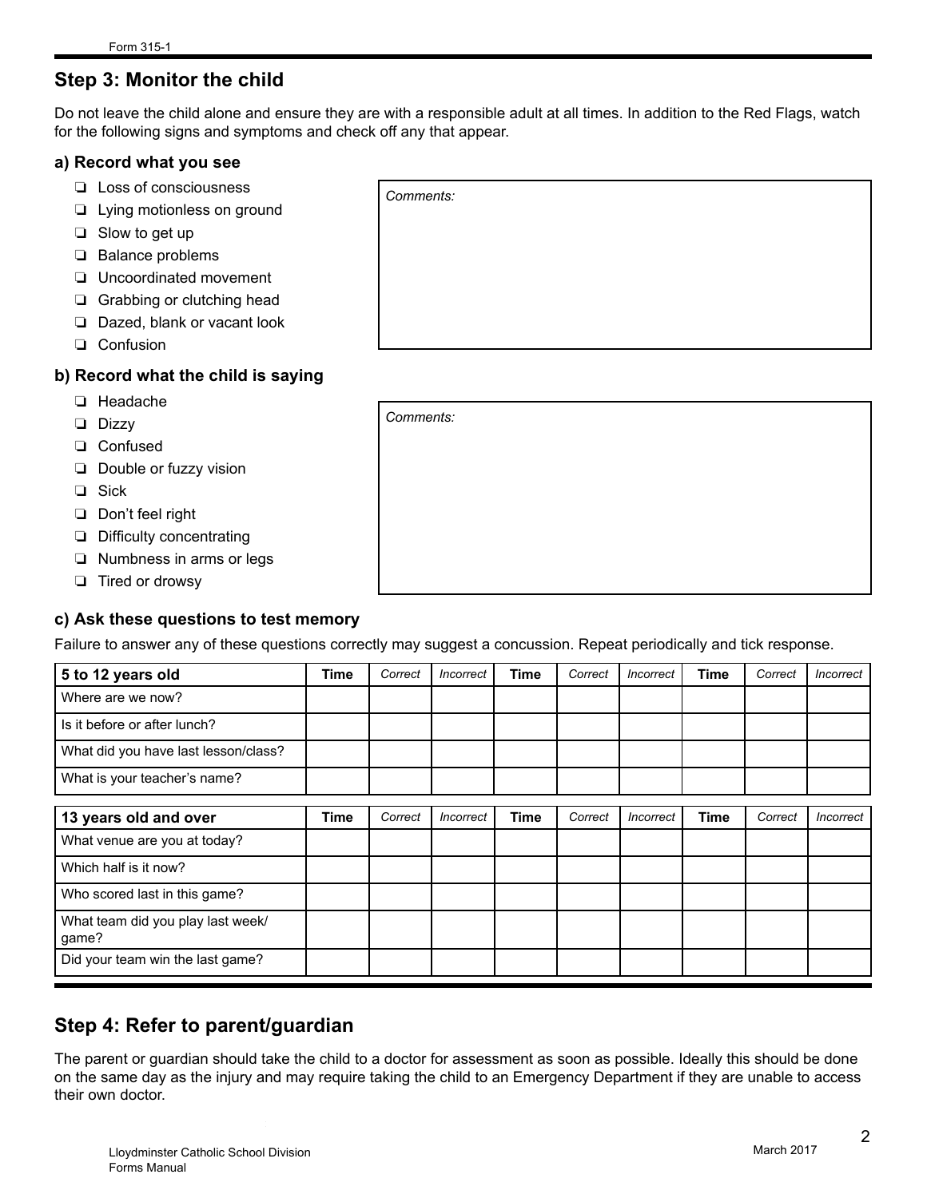Form 315-1

## Step 3: Monitor the child

Do not leave the child alone and ensure they are with a responsible adult at all times. In addition to the Red Flags, watch for the following signs and symptoms and check off any that appear.

### a) Record what you see

- ❏ Loss of consciousness
- ❏ Lying motionless on ground
- ❏ Slow to get up
- ❏ Balance problems
- ❏ Uncoordinated movement
- ❏ Grabbing or clutching head
- ❏ Dazed, blank or vacant look
- ❏ Confusion

*Comments:*

### b) Record what the child is saying

- ❏ Headache
- ❏ Dizzy
- ❏ Confused
- ❏ Double or fuzzy vision
- ❏ Sick
- ❏ Don't feel right
- ❏ Difficulty concentrating
- ❏ Numbness in arms or legs
- ❏ Tired or drowsy

*Comments:*

### c) Ask these questions to test memory

Failure to answer any of these questions correctly may suggest a concussion. Repeat periodically and tick response.

| 5 to 12 years old | Time | *Correct* | *Incorrect* | Time | *Correct* | *Incorrect* | Time | *Correct* | *Incorrect* |
|---|---|---|---|---|---|---|---|---|---|
| Where are we now? | | | | | | | | | |
| Is it before or after lunch? | | | | | | | | | |
| What did you have last lesson/class? | | | | | | | | | |
| What is your teacher's name? | | | | | | | | | |

| 13 years old and over | Time | *Correct* | *Incorrect* | Time | *Correct* | *Incorrect* | Time | *Correct* | *Incorrect* |
|---|---|---|---|---|---|---|---|---|---|
| What venue are you at today? | | | | | | | | | |
| Which half is it now? | | | | | | | | | |
| Who scored last in this game? | | | | | | | | | |
| What team did you play last week/ game? | | | | | | | | | |
| Did your team win the last game? | | | | | | | | | |

## Step 4: Refer to parent/guardian

The parent or guardian should take the child to a doctor for assessment as soon as possible. Ideally this should be done on the same day as the injury and may require taking the child to an Emergency Department if they are unable to access their own doctor.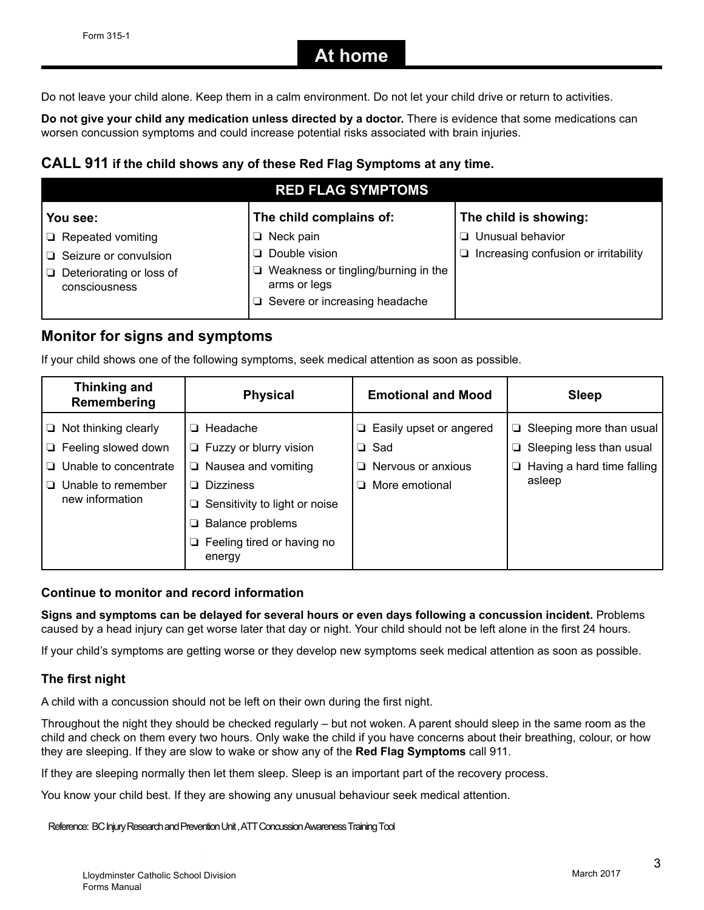Form 315-1

# At home

Do not leave your child alone. Keep them in a calm environment. Do not let your child drive or return to activities.

**Do not give your child any medication unless directed by a doctor.** There is evidence that some medications can worsen concussion symptoms and could increase potential risks associated with brain injuries.

### CALL 911 if the child shows any of these Red Flag Symptoms at any time.

| RED FLAG SYMPTOMS | | |
|---|---|---|
| **You see:** | **The child complains of:** | **The child is showing:** |
| ❑ Repeated vomiting<br>❑ Seizure or convulsion<br>❑ Deteriorating or loss of consciousness | ❑ Neck pain<br>❑ Double vision<br>❑ Weakness or tingling/burning in the arms or legs<br>❑ Severe or increasing headache | ❑ Unusual behavior<br>❑ Increasing confusion or irritability |

## Monitor for signs and symptoms

If your child shows one of the following symptoms, seek medical attention as soon as possible.

| Thinking and Remembering | Physical | Emotional and Mood | Sleep |
|---|---|---|---|
| ❑ Not thinking clearly<br>❑ Feeling slowed down<br>❑ Unable to concentrate<br>❑ Unable to remember new information | ❑ Headache<br>❑ Fuzzy or blurry vision<br>❑ Nausea and vomiting<br>❑ Dizziness<br>❑ Sensitivity to light or noise<br>❑ Balance problems<br>❑ Feeling tired or having no energy | ❑ Easily upset or angered<br>❑ Sad<br>❑ Nervous or anxious<br>❑ More emotional | ❑ Sleeping more than usual<br>❑ Sleeping less than usual<br>❑ Having a hard time falling asleep |

### Continue to monitor and record information

**Signs and symptoms can be delayed for several hours or even days following a concussion incident.** Problems caused by a head injury can get worse later that day or night. Your child should not be left alone in the first 24 hours.

If your child's symptoms are getting worse or they develop new symptoms seek medical attention as soon as possible.

### The first night

A child with a concussion should not be left on their own during the first night.

Throughout the night they should be checked regularly – but not woken. A parent should sleep in the same room as the child and check on them every two hours. Only wake the child if you have concerns about their breathing, colour, or how they are sleeping. If they are slow to wake or show any of the **Red Flag Symptoms** call 911.

If they are sleeping normally then let them sleep. Sleep is an important part of the recovery process.

You know your child best. If they are showing any unusual behaviour seek medical attention.

Reference: BC Injury Research and Prevention Unit, ATT Concussion Awareness Training Tool